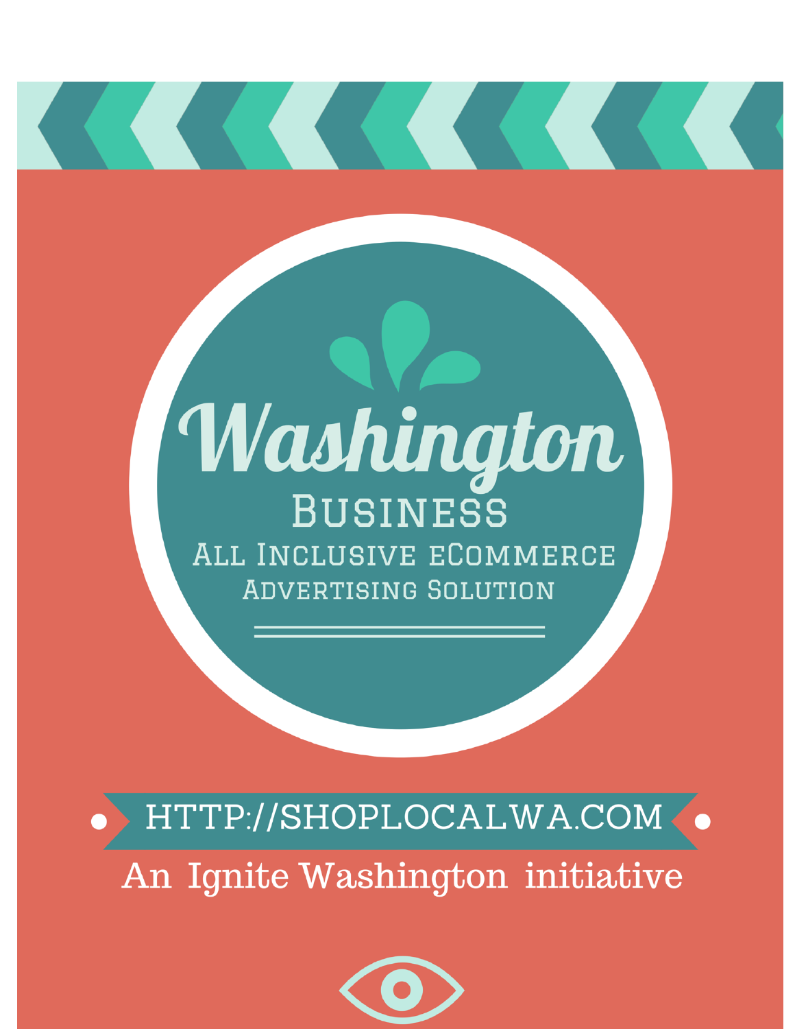# Washington

## Business

### All Inclusive eCommerce Advertising Solution

HTTP://SHOPLOCALWA.COM

An Ignite Washington initiative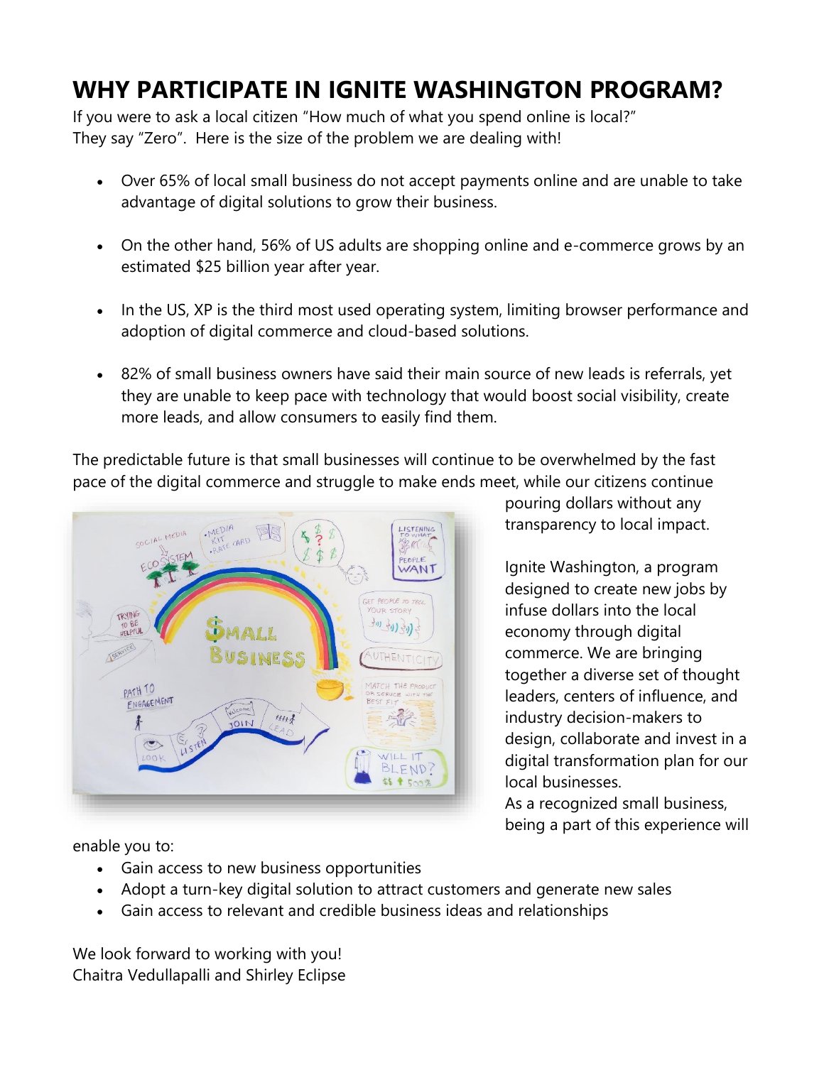# WHY PARTICIPATE IN IGNITE WASHINGTON PROGRAM?

If you were to ask a local citizen "How much of what you spend online is local?"
They say "Zero". Here is the size of the problem we are dealing with!

- Over 65% of local small business do not accept payments online and are unable to take advantage of digital solutions to grow their business.

- On the other hand, 56% of US adults are shopping online and e-commerce grows by an estimated $25 billion year after year.

- In the US, XP is the third most used operating system, limiting browser performance and adoption of digital commerce and cloud-based solutions.

- 82% of small business owners have said their main source of new leads is referrals, yet they are unable to keep pace with technology that would boost social visibility, create more leads, and allow consumers to easily find them.

The predictable future is that small businesses will continue to be overwhelmed by the fast pace of the digital commerce and struggle to make ends meet, while our citizens continue pouring dollars without any transparency to local impact.

Ignite Washington, a program designed to create new jobs by infuse dollars into the local economy through digital commerce. We are bringing together a diverse set of thought leaders, centers of influence, and industry decision-makers to design, collaborate and invest in a digital transformation plan for our local businesses.

As a recognized small business, being a part of this experience will enable you to:

- Gain access to new business opportunities
- Adopt a turn-key digital solution to attract customers and generate new sales
- Gain access to relevant and credible business ideas and relationships

We look forward to working with you!
Chaitra Vedullapalli and Shirley Eclipse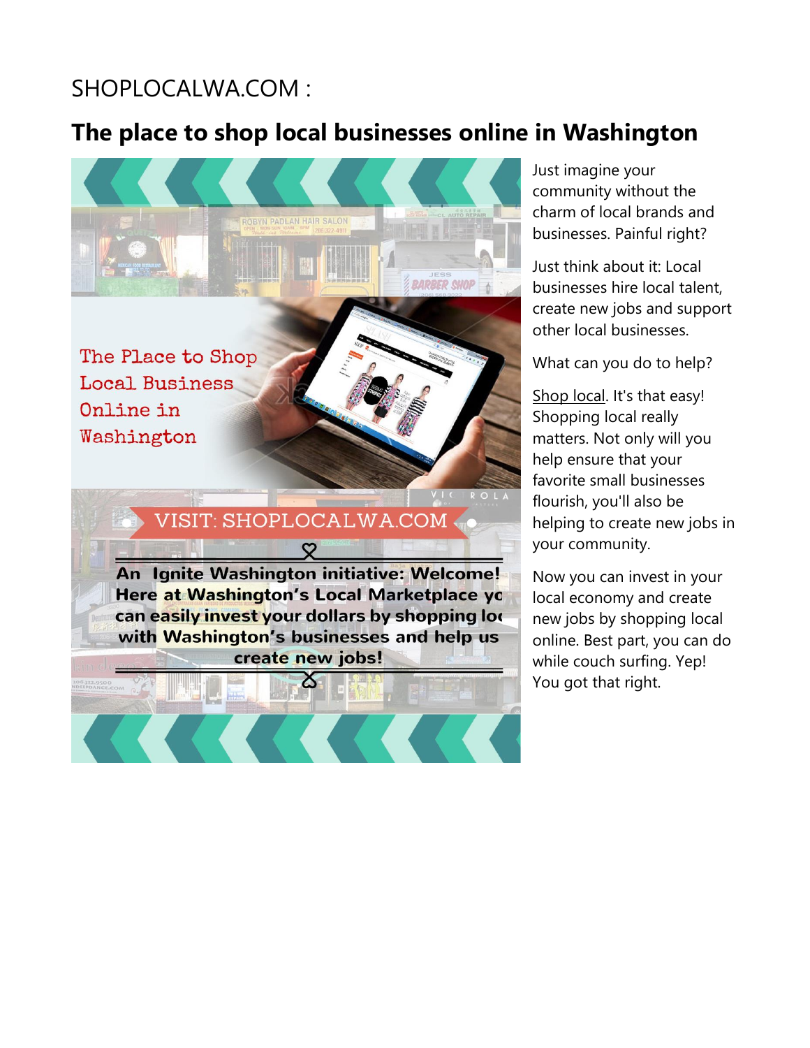SHOPLOCALWA.COM :

## The place to shop local businesses online in Washington

The Place to Shop Local Business Online in Washington

VISIT: SHOPLOCALWA.COM

An Ignite Washington initiative: Welcome! Here at Washington's Local Marketplace yo can easily invest your dollars by shopping loc with Washington's businesses and help us create new jobs!

Just imagine your community without the charm of local brands and businesses. Painful right?

Just think about it: Local businesses hire local talent, create new jobs and support other local businesses.

What can you do to help?

Shop local. It's that easy! Shopping local really matters. Not only will you help ensure that your favorite small businesses flourish, you'll also be helping to create new jobs in your community.

Now you can invest in your local economy and create new jobs by shopping local online. Best part, you can do while couch surfing. Yep! You got that right.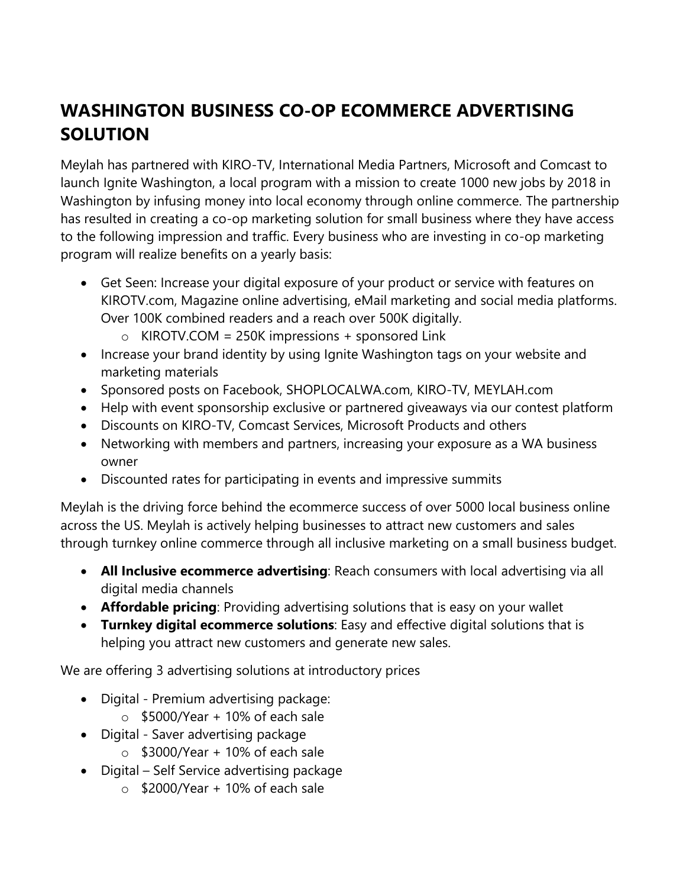# WASHINGTON BUSINESS CO-OP ECOMMERCE ADVERTISING SOLUTION

Meylah has partnered with KIRO-TV, International Media Partners, Microsoft and Comcast to launch Ignite Washington, a local program with a mission to create 1000 new jobs by 2018 in Washington by infusing money into local economy through online commerce. The partnership has resulted in creating a co-op marketing solution for small business where they have access to the following impression and traffic. Every business who are investing in co-op marketing program will realize benefits on a yearly basis:

- Get Seen: Increase your digital exposure of your product or service with features on KIROTV.com, Magazine online advertising, eMail marketing and social media platforms. Over 100K combined readers and a reach over 500K digitally.
  - KIROTV.COM = 250K impressions + sponsored Link
- Increase your brand identity by using Ignite Washington tags on your website and marketing materials
- Sponsored posts on Facebook, SHOPLOCALWA.com, KIRO-TV, MEYLAH.com
- Help with event sponsorship exclusive or partnered giveaways via our contest platform
- Discounts on KIRO-TV, Comcast Services, Microsoft Products and others
- Networking with members and partners, increasing your exposure as a WA business owner
- Discounted rates for participating in events and impressive summits

Meylah is the driving force behind the ecommerce success of over 5000 local business online across the US. Meylah is actively helping businesses to attract new customers and sales through turnkey online commerce through all inclusive marketing on a small business budget.

- **All Inclusive ecommerce advertising**: Reach consumers with local advertising via all digital media channels
- **Affordable pricing**: Providing advertising solutions that is easy on your wallet
- **Turnkey digital ecommerce solutions**: Easy and effective digital solutions that is helping you attract new customers and generate new sales.

We are offering 3 advertising solutions at introductory prices

- Digital - Premium advertising package:
  - $5000/Year + 10% of each sale
- Digital - Saver advertising package
  - $3000/Year + 10% of each sale
- Digital – Self Service advertising package
  - $2000/Year + 10% of each sale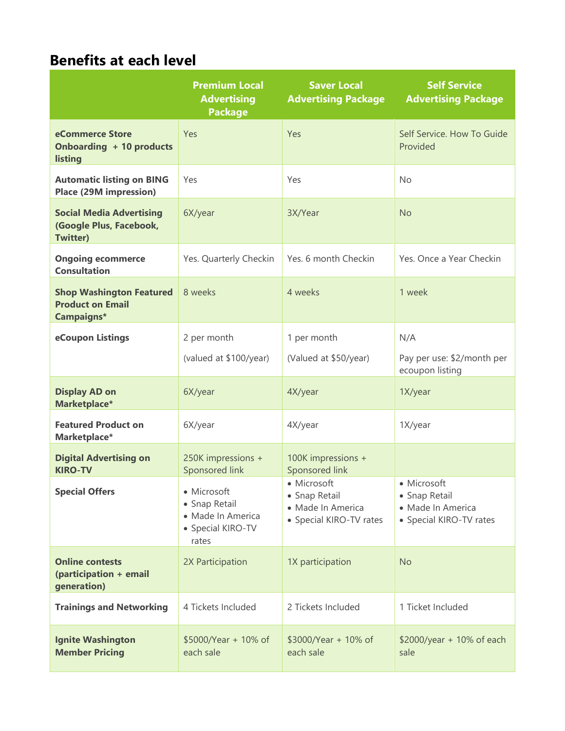## Benefits at each level

| | Premium Local Advertising Package | Saver Local Advertising Package | Self Service Advertising Package |
|---|---|---|---|
| **eCommerce Store Onboarding + 10 products listing** | Yes | Yes | Self Service. How To Guide Provided |
| **Automatic listing on BING Place (29M impression)** | Yes | Yes | No |
| **Social Media Advertising (Google Plus, Facebook, Twitter)** | 6X/year | 3X/Year | No |
| **Ongoing ecommerce Consultation** | Yes. Quarterly Checkin | Yes. 6 month Checkin | Yes. Once a Year Checkin |
| **Shop Washington Featured Product on Email Campaigns*** | 8 weeks | 4 weeks | 1 week |
| **eCoupon Listings** | 2 per month<br><br>(valued at $100/year) | 1 per month<br><br>(Valued at $50/year) | N/A<br><br>Pay per use: $2/month per ecoupon listing |
| **Display AD on Marketplace*** | 6X/year | 4X/year | 1X/year |
| **Featured Product on Marketplace*** | 6X/year | 4X/year | 1X/year |
| **Digital Advertising on KIRO-TV** | 250K impressions + Sponsored link | 100K impressions + Sponsored link | |
| **Special Offers** | • Microsoft<br>• Snap Retail<br>• Made In America<br>• Special KIRO-TV rates | • Microsoft<br>• Snap Retail<br>• Made In America<br>• Special KIRO-TV rates | • Microsoft<br>• Snap Retail<br>• Made In America<br>• Special KIRO-TV rates |
| **Online contests (participation + email generation)** | 2X Participation | 1X participation | No |
| **Trainings and Networking** | 4 Tickets Included | 2 Tickets Included | 1 Ticket Included |
| **Ignite Washington Member Pricing** | $5000/Year + 10% of each sale | $3000/Year + 10% of each sale | $2000/year + 10% of each sale |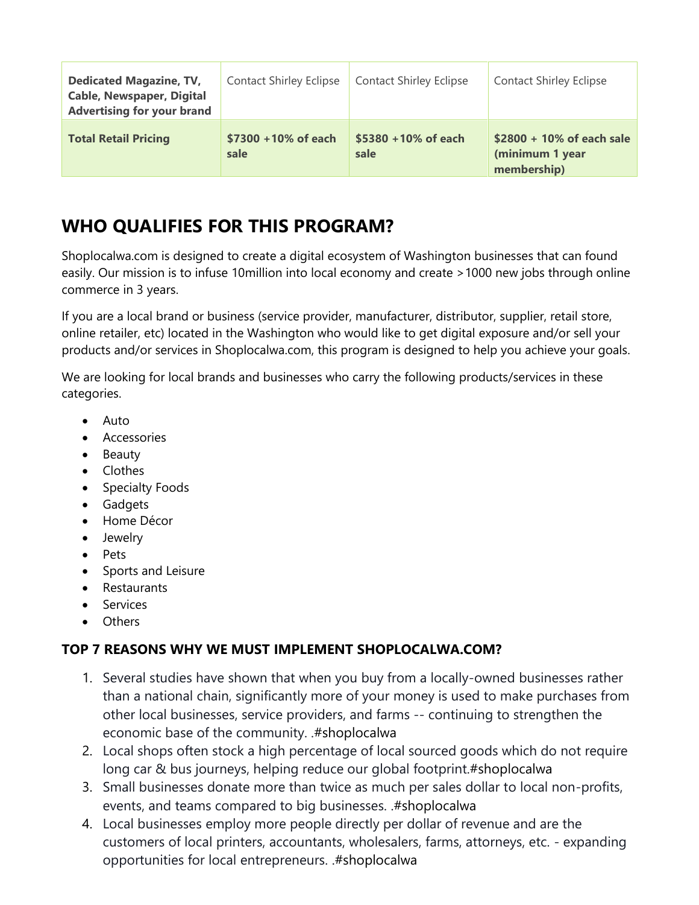| **Dedicated Magazine, TV, Cable, Newspaper, Digital Advertising for your brand** | Contact Shirley Eclipse | Contact Shirley Eclipse | Contact Shirley Eclipse |
|---|---|---|---|
| **Total Retail Pricing** | **$7300 +10% of each sale** | **$5380 +10% of each sale** | **$2800 + 10% of each sale (minimum 1 year membership)** |

## WHO QUALIFIES FOR THIS PROGRAM?

Shoplocalwa.com is designed to create a digital ecosystem of Washington businesses that can found easily. Our mission is to infuse 10million into local economy and create >1000 new jobs through online commerce in 3 years.

If you are a local brand or business (service provider, manufacturer, distributor, supplier, retail store, online retailer, etc) located in the Washington who would like to get digital exposure and/or sell your products and/or services in Shoplocalwa.com, this program is designed to help you achieve your goals.

We are looking for local brands and businesses who carry the following products/services in these categories.

- Auto
- Accessories
- Beauty
- Clothes
- Specialty Foods
- Gadgets
- Home Décor
- Jewelry
- Pets
- Sports and Leisure
- Restaurants
- Services
- Others

### TOP 7 REASONS WHY WE MUST IMPLEMENT SHOPLOCALWA.COM?

1. Several studies have shown that when you buy from a locally-owned businesses rather than a national chain, significantly more of your money is used to make purchases from other local businesses, service providers, and farms -- continuing to strengthen the economic base of the community. .#shoplocalwa
2. Local shops often stock a high percentage of local sourced goods which do not require long car & bus journeys, helping reduce our global footprint.#shoplocalwa
3. Small businesses donate more than twice as much per sales dollar to local non-profits, events, and teams compared to big businesses. .#shoplocalwa
4. Local businesses employ more people directly per dollar of revenue and are the customers of local printers, accountants, wholesalers, farms, attorneys, etc. - expanding opportunities for local entrepreneurs. .#shoplocalwa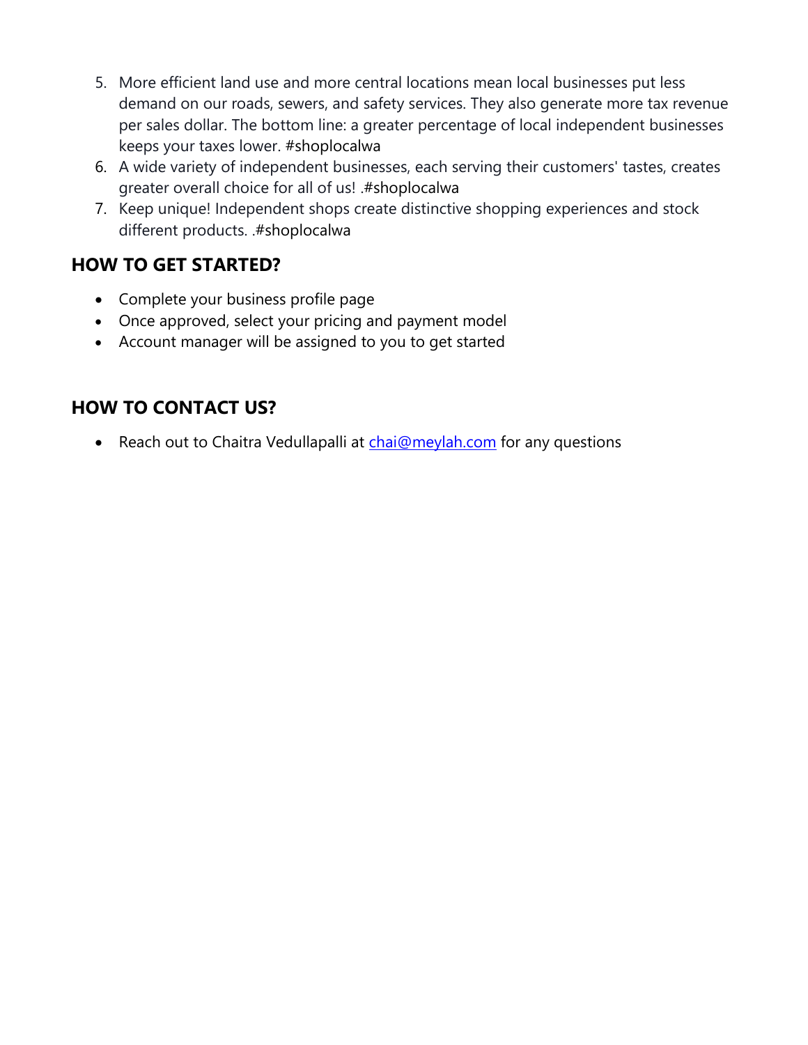5. More efficient land use and more central locations mean local businesses put less demand on our roads, sewers, and safety services. They also generate more tax revenue per sales dollar. The bottom line: a greater percentage of local independent businesses keeps your taxes lower. #shoplocalwa
6. A wide variety of independent businesses, each serving their customers' tastes, creates greater overall choice for all of us! .#shoplocalwa
7. Keep unique! Independent shops create distinctive shopping experiences and stock different products. .#shoplocalwa

## HOW TO GET STARTED?

- Complete your business profile page
- Once approved, select your pricing and payment model
- Account manager will be assigned to you to get started

## HOW TO CONTACT US?

- Reach out to Chaitra Vedullapalli at chai@meylah.com for any questions